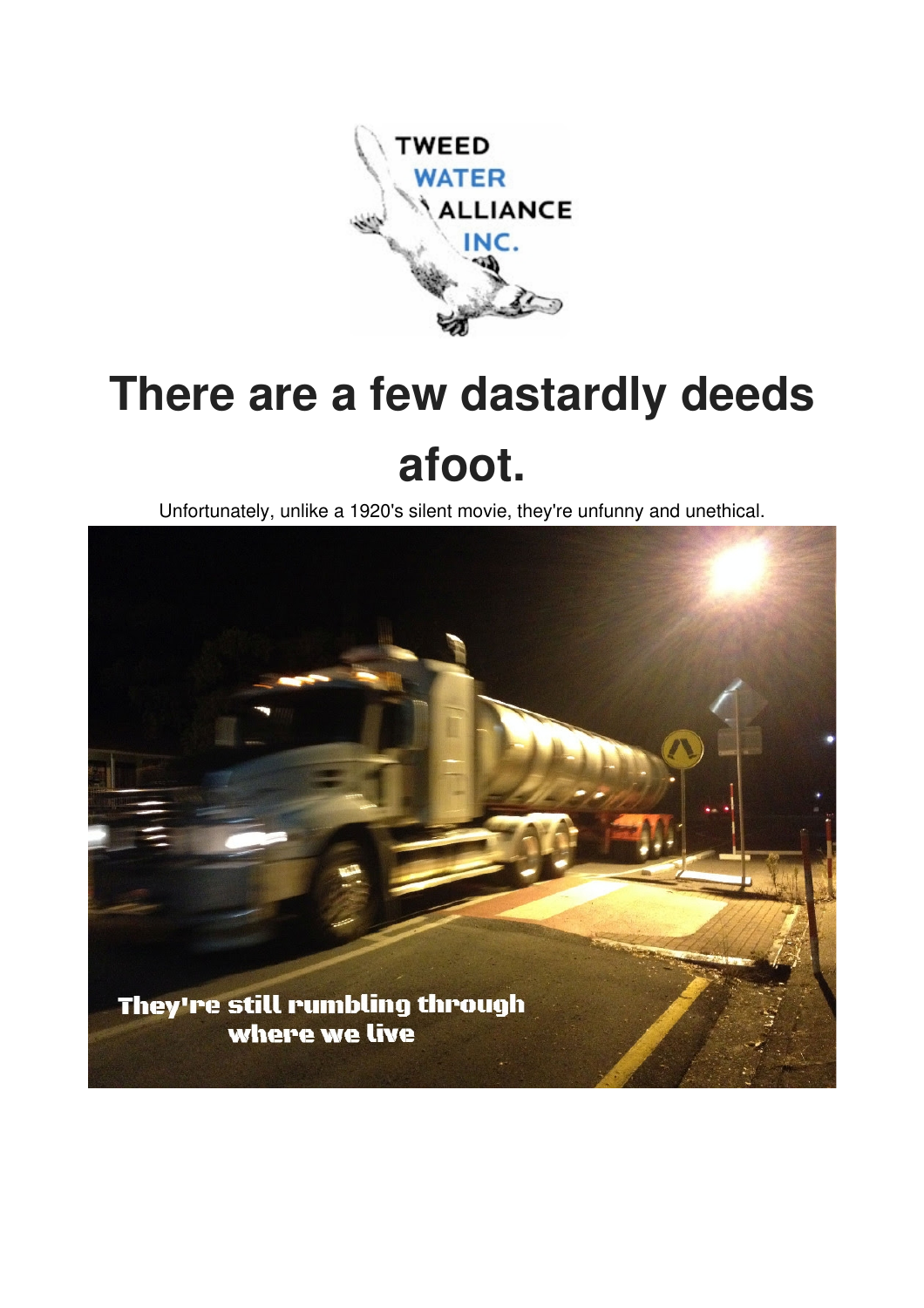# There are a few dastardly deeds afoot.

Unfortunately, unlike a 1920's silent movie, they're unfunny and unethical.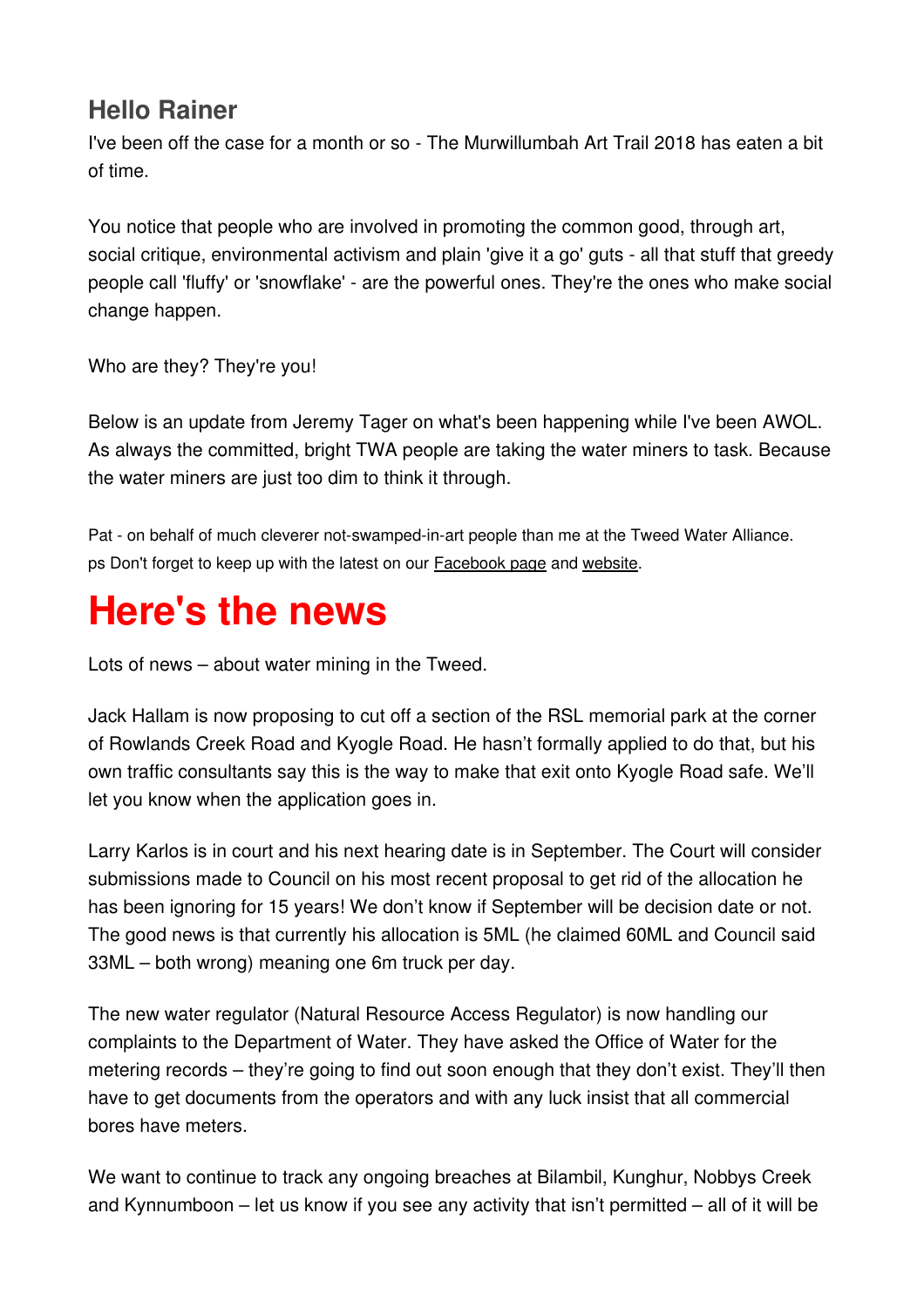## Hello Rainer

I've been off the case for a month or so - The Murwillumbah Art Trail 2018 has eaten a bit of time.

You notice that people who are involved in promoting the common good, through art, social critique, environmental activism and plain 'give it a go' guts - all that stuff that greedy people call 'fluffy' or 'snowflake' - are the powerful ones. They're the ones who make social change happen.

Who are they? They're you!

Below is an update from Jeremy Tager on what's been happening while I've been AWOL. As always the committed, bright TWA people are taking the water miners to task. Because the water miners are just too dim to think it through.

Pat - on behalf of much cleverer not-swamped-in-art people than me at the Tweed Water Alliance.
ps Don't forget to keep up with the latest on our Facebook page and website.

# Here's the news

Lots of news – about water mining in the Tweed.

Jack Hallam is now proposing to cut off a section of the RSL memorial park at the corner of Rowlands Creek Road and Kyogle Road. He hasn't formally applied to do that, but his own traffic consultants say this is the way to make that exit onto Kyogle Road safe. We'll let you know when the application goes in.

Larry Karlos is in court and his next hearing date is in September. The Court will consider submissions made to Council on his most recent proposal to get rid of the allocation he has been ignoring for 15 years! We don't know if September will be decision date or not. The good news is that currently his allocation is 5ML (he claimed 60ML and Council said 33ML – both wrong) meaning one 6m truck per day.

The new water regulator (Natural Resource Access Regulator) is now handling our complaints to the Department of Water. They have asked the Office of Water for the metering records – they're going to find out soon enough that they don't exist. They'll then have to get documents from the operators and with any luck insist that all commercial bores have meters.

We want to continue to track any ongoing breaches at Bilambil, Kunghur, Nobbys Creek and Kynnumboon – let us know if you see any activity that isn't permitted – all of it will be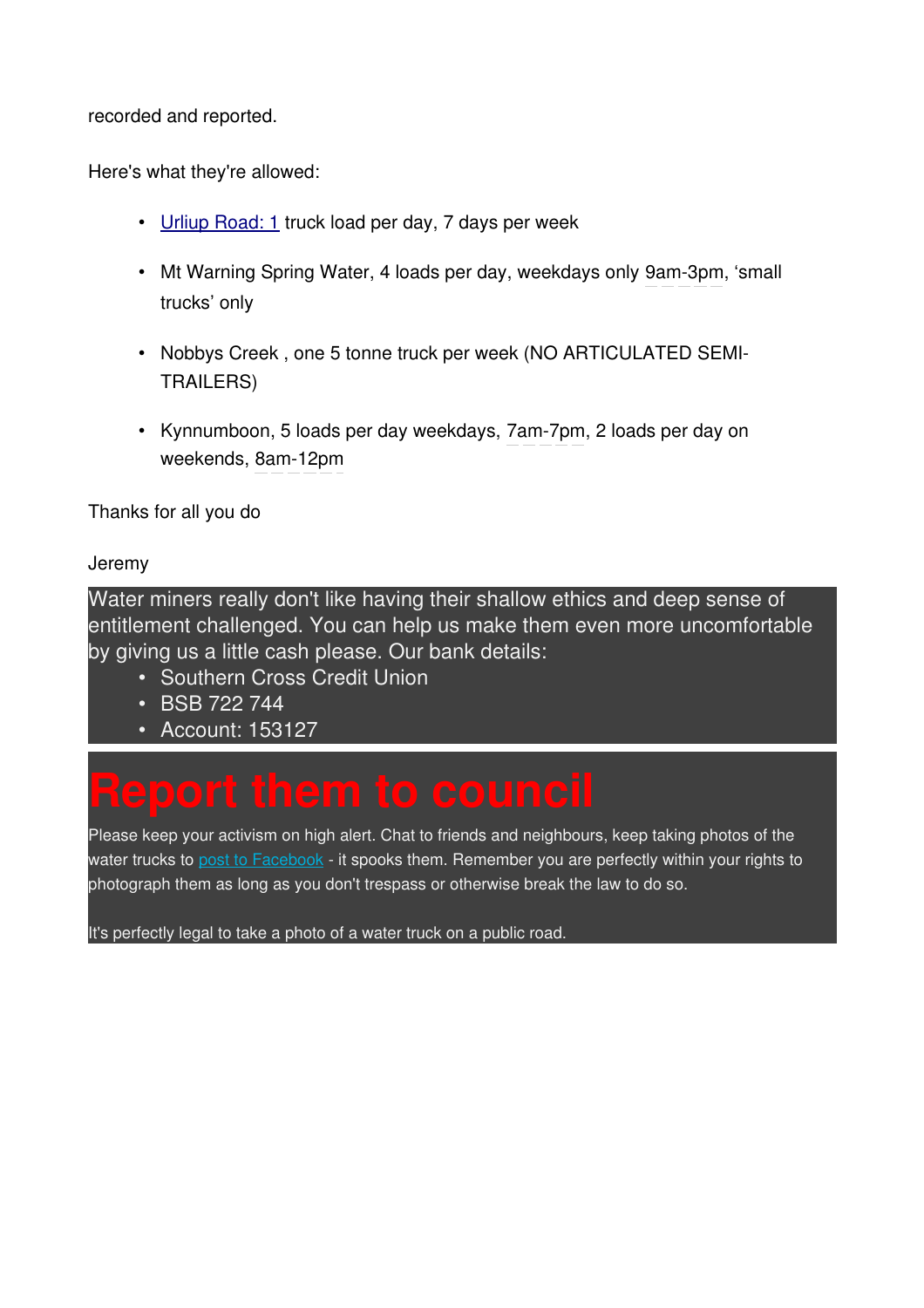recorded and reported.

Here's what they're allowed:

- Urliup Road: 1 truck load per day, 7 days per week
- Mt Warning Spring Water, 4 loads per day, weekdays only 9am-3pm, 'small trucks' only
- Nobbys Creek , one 5 tonne truck per week (NO ARTICULATED SEMI-TRAILERS)
- Kynnumboon, 5 loads per day weekdays, 7am-7pm, 2 loads per day on weekends, 8am-12pm

Thanks for all you do

Jeremy

Water miners really don't like having their shallow ethics and deep sense of entitlement challenged. You can help us make them even more uncomfortable by giving us a little cash please. Our bank details:

- Southern Cross Credit Union
- BSB 722 744
- Account: 153127

# Report them to council

Please keep your activism on high alert. Chat to friends and neighbours, keep taking photos of the water trucks to post to Facebook - it spooks them. Remember you are perfectly within your rights to photograph them as long as you don't trespass or otherwise break the law to do so.

It's perfectly legal to take a photo of a water truck on a public road.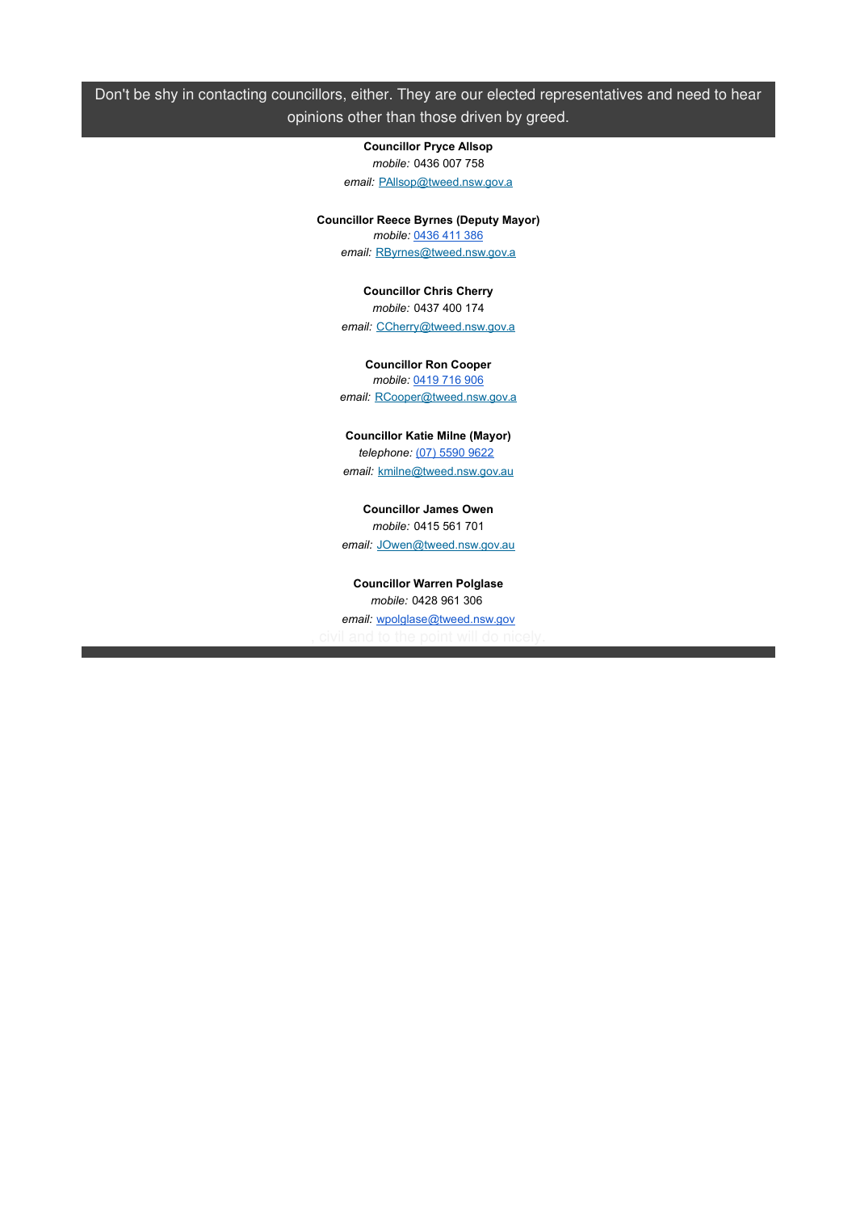Don't be shy in contacting councillors, either. They are our elected representatives and need to hear opinions other than those driven by greed.

**Councillor Pryce Allsop**
*mobile:* 0436 007 758
*email:* PAllsop@tweed.nsw.gov.a

**Councillor Reece Byrnes (Deputy Mayor)**
*mobile:* 0436 411 386
*email:* RByrnes@tweed.nsw.gov.a

**Councillor Chris Cherry**
*mobile:* 0437 400 174
*email:* CCherry@tweed.nsw.gov.a

**Councillor Ron Cooper**
*mobile:* 0419 716 906
*email:* RCooper@tweed.nsw.gov.a

**Councillor Katie Milne (Mayor)**
*telephone:* (07) 5590 9622
*email:* kmilne@tweed.nsw.gov.au

**Councillor James Owen**
*mobile:* 0415 561 701
*email:* JOwen@tweed.nsw.gov.au

**Councillor Warren Polglase**
*mobile:* 0428 961 306
*email:* wpolglase@tweed.nsw.gov

, civil and to the point will do nicely.